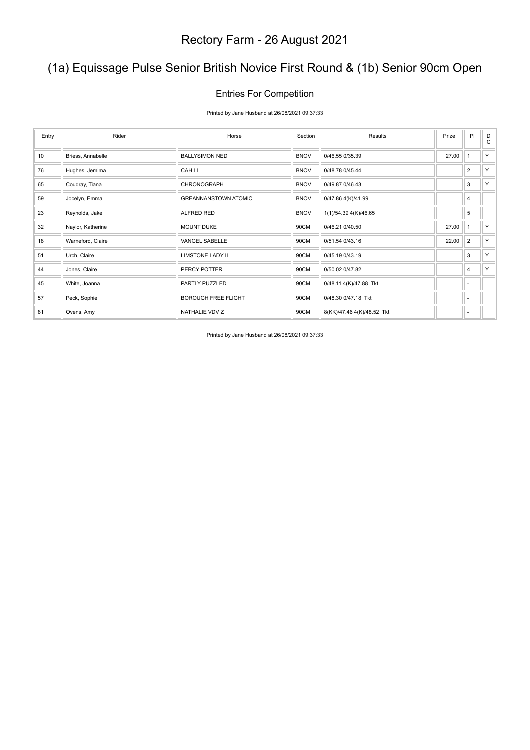# Rectory Farm - 26 August 2021

## (1a) Equissage Pulse Senior British Novice First Round & (1b) Senior 90cm Open

### Entries For Competition

Printed by Jane Husband at 26/08/2021 09:37:33

| Entry | Rider | Horse | Section | Results | Prize | Pl | DC |
|---|---|---|---|---|---|---|---|
| 10 | Briess, Annabelle | BALLYSIMON NED | BNOV | 0/46.55 0/35.39 | 27.00 | 1 | Y |
| 76 | Hughes, Jemima | CAHILL | BNOV | 0/48.78 0/45.44 | | 2 | Y |
| 65 | Coudray, Tiana | CHRONOGRAPH | BNOV | 0/49.87 0/46.43 | | 3 | Y |
| 59 | Jocelyn, Emma | GREANNANSTOWN ATOMIC | BNOV | 0/47.86 4(K)/41.99 | | 4 | |
| 23 | Reynolds, Jake | ALFRED RED | BNOV | 1(1)/54.39 4(K)/46.65 | | 5 | |
| 32 | Naylor, Katherine | MOUNT DUKE | 90CM | 0/46.21 0/40.50 | 27.00 | 1 | Y |
| 18 | Warneford, Claire | VANGEL SABELLE | 90CM | 0/51.54 0/43.16 | 22.00 | 2 | Y |
| 51 | Urch, Claire | LIMSTONE LADY II | 90CM | 0/45.19 0/43.19 | | 3 | Y |
| 44 | Jones, Claire | PERCY POTTER | 90CM | 0/50.02 0/47.82 | | 4 | Y |
| 45 | White, Joanna | PARTLY PUZZLED | 90CM | 0/48.11 4(K)/47.88 Tkt | | - | |
| 57 | Peck, Sophie | BOROUGH FREE FLIGHT | 90CM | 0/48.30 0/47.18 Tkt | | - | |
| 81 | Ovens, Amy | NATHALIE VDV Z | 90CM | 8(KK)/47.46 4(K)/48.52 Tkt | | - | |

Printed by Jane Husband at 26/08/2021 09:37:33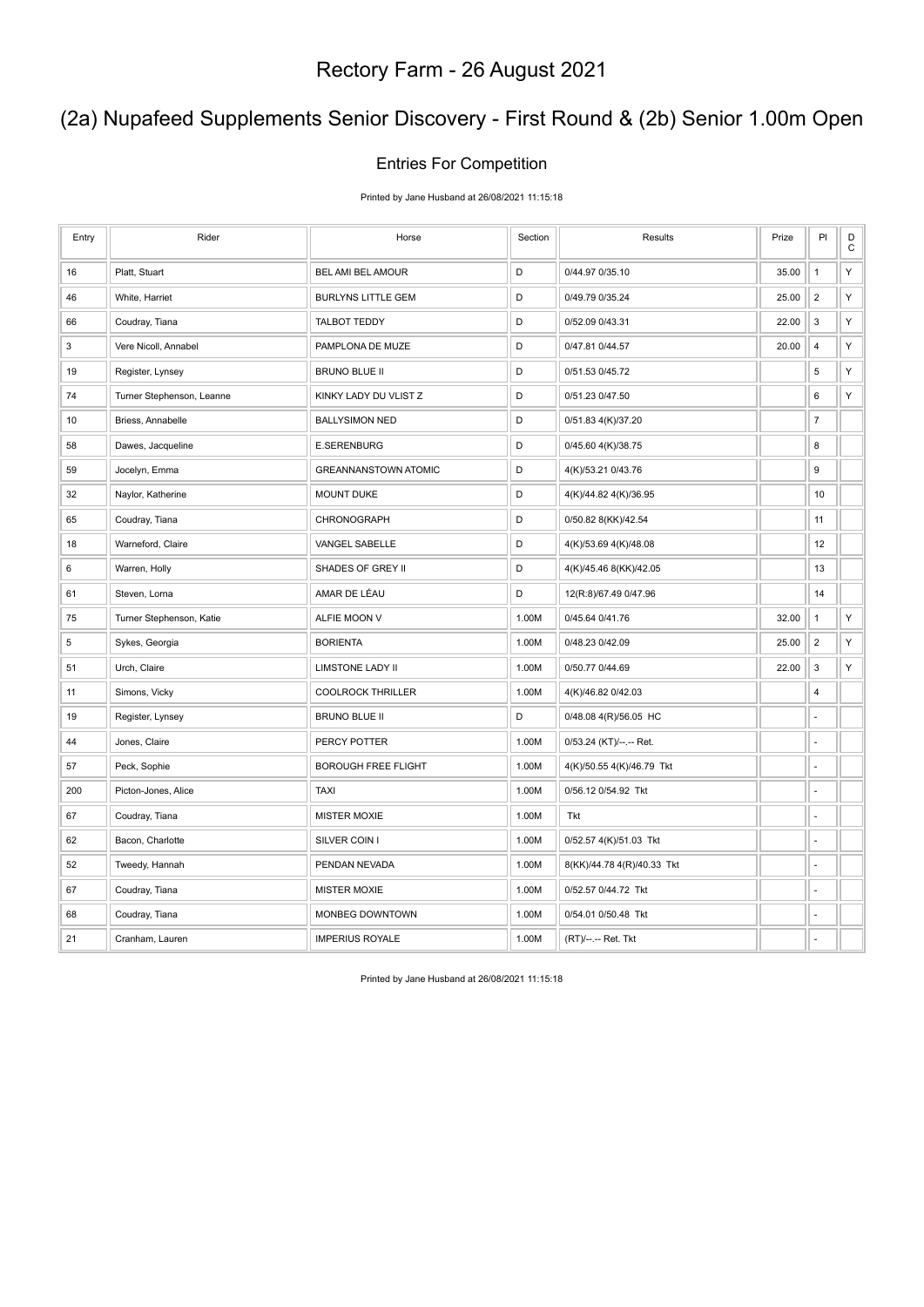# Rectory Farm - 26 August 2021

## (2a) Nupafeed Supplements Senior Discovery - First Round & (2b) Senior 1.00m Open

### Entries For Competition

Printed by Jane Husband at 26/08/2021 11:15:18

| Entry | Rider | Horse | Section | Results | Prize | Pl | DC |
|---|---|---|---|---|---|---|---|
| 16 | Platt, Stuart | BEL AMI BEL AMOUR | D | 0/44.97 0/35.10 | 35.00 | 1 | Y |
| 46 | White, Harriet | BURLYNS LITTLE GEM | D | 0/49.79 0/35.24 | 25.00 | 2 | Y |
| 66 | Coudray, Tiana | TALBOT TEDDY | D | 0/52.09 0/43.31 | 22.00 | 3 | Y |
| 3 | Vere Nicoll, Annabel | PAMPLONA DE MUZE | D | 0/47.81 0/44.57 | 20.00 | 4 | Y |
| 19 | Register, Lynsey | BRUNO BLUE II | D | 0/51.53 0/45.72 | | 5 | Y |
| 74 | Turner Stephenson, Leanne | KINKY LADY DU VLIST Z | D | 0/51.23 0/47.50 | | 6 | Y |
| 10 | Briess, Annabelle | BALLYSIMON NED | D | 0/51.83 4(K)/37.20 | | 7 | |
| 58 | Dawes, Jacqueline | E.SERENBURG | D | 0/45.60 4(K)/38.75 | | 8 | |
| 59 | Jocelyn, Emma | GREANNANSTOWN ATOMIC | D | 4(K)/53.21 0/43.76 | | 9 | |
| 32 | Naylor, Katherine | MOUNT DUKE | D | 4(K)/44.82 4(K)/36.95 | | 10 | |
| 65 | Coudray, Tiana | CHRONOGRAPH | D | 0/50.82 8(KK)/42.54 | | 11 | |
| 18 | Warneford, Claire | VANGEL SABELLE | D | 4(K)/53.69 4(K)/48.08 | | 12 | |
| 6 | Warren, Holly | SHADES OF GREY II | D | 4(K)/45.46 8(KK)/42.05 | | 13 | |
| 61 | Steven, Lorna | AMAR DE LÉAU | D | 12(R:8)/67.49 0/47.96 | | 14 | |
| 75 | Turner Stephenson, Katie | ALFIE MOON V | 1.00M | 0/45.64 0/41.76 | 32.00 | 1 | Y |
| 5 | Sykes, Georgia | BORIENTA | 1.00M | 0/48.23 0/42.09 | 25.00 | 2 | Y |
| 51 | Urch, Claire | LIMSTONE LADY II | 1.00M | 0/50.77 0/44.69 | 22.00 | 3 | Y |
| 11 | Simons, Vicky | COOLROCK THRILLER | 1.00M | 4(K)/46.82 0/42.03 | | 4 | |
| 19 | Register, Lynsey | BRUNO BLUE II | D | 0/48.08 4(R)/56.05 HC | | - | |
| 44 | Jones, Claire | PERCY POTTER | 1.00M | 0/53.24 (KT)/--.-- Ret. | | - | |
| 57 | Peck, Sophie | BOROUGH FREE FLIGHT | 1.00M | 4(K)/50.55 4(K)/46.79 Tkt | | - | |
| 200 | Picton-Jones, Alice | TAXI | 1.00M | 0/56.12 0/54.92 Tkt | | - | |
| 67 | Coudray, Tiana | MISTER MOXIE | 1.00M | Tkt | | - | |
| 62 | Bacon, Charlotte | SILVER COIN I | 1.00M | 0/52.57 4(K)/51.03 Tkt | | - | |
| 52 | Tweedy, Hannah | PENDAN NEVADA | 1.00M | 8(KK)/44.78 4(R)/40.33 Tkt | | - | |
| 67 | Coudray, Tiana | MISTER MOXIE | 1.00M | 0/52.57 0/44.72 Tkt | | - | |
| 68 | Coudray, Tiana | MONBEG DOWNTOWN | 1.00M | 0/54.01 0/50.48 Tkt | | - | |
| 21 | Cranham, Lauren | IMPERIUS ROYALE | 1.00M | (RT)/--.-- Ret. Tkt | | - | |

Printed by Jane Husband at 26/08/2021 11:15:18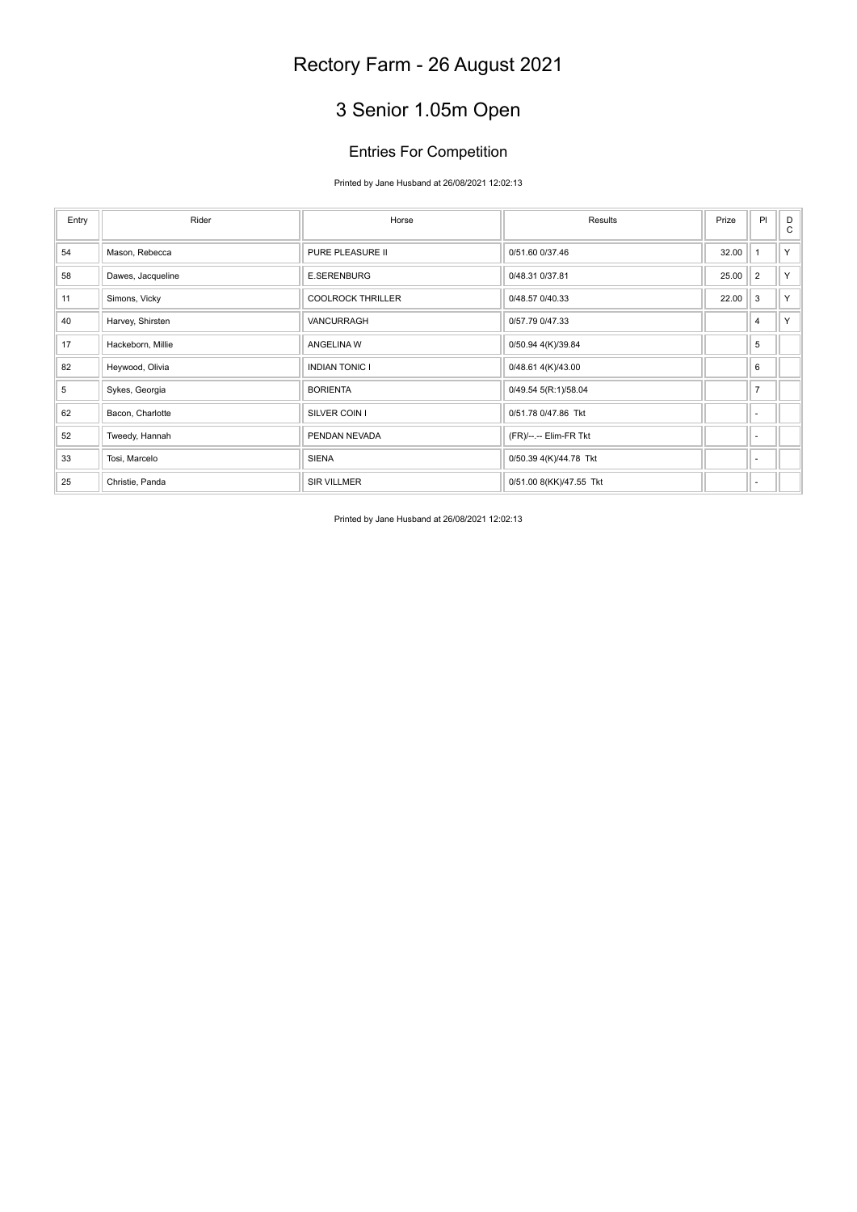# Rectory Farm - 26 August 2021

## 3 Senior 1.05m Open

### Entries For Competition

Printed by Jane Husband at 26/08/2021 12:02:13

| Entry | Rider | Horse | Results | Prize | Pl | D C |
|---|---|---|---|---|---|---|
| 54 | Mason, Rebecca | PURE PLEASURE II | 0/51.60 0/37.46 | 32.00 | 1 | Y |
| 58 | Dawes, Jacqueline | E.SERENBURG | 0/48.31 0/37.81 | 25.00 | 2 | Y |
| 11 | Simons, Vicky | COOLROCK THRILLER | 0/48.57 0/40.33 | 22.00 | 3 | Y |
| 40 | Harvey, Shirsten | VANCURRAGH | 0/57.79 0/47.33 | | 4 | Y |
| 17 | Hackeborn, Millie | ANGELINA W | 0/50.94 4(K)/39.84 | | 5 | |
| 82 | Heywood, Olivia | INDIAN TONIC I | 0/48.61 4(K)/43.00 | | 6 | |
| 5 | Sykes, Georgia | BORIENTA | 0/49.54 5(R:1)/58.04 | | 7 | |
| 62 | Bacon, Charlotte | SILVER COIN I | 0/51.78 0/47.86 Tkt | | - | |
| 52 | Tweedy, Hannah | PENDAN NEVADA | (FR)/--.-- Elim-FR Tkt | | - | |
| 33 | Tosi, Marcelo | SIENA | 0/50.39 4(K)/44.78 Tkt | | - | |
| 25 | Christie, Panda | SIR VILLMER | 0/51.00 8(KK)/47.55 Tkt | | - | |

Printed by Jane Husband at 26/08/2021 12:02:13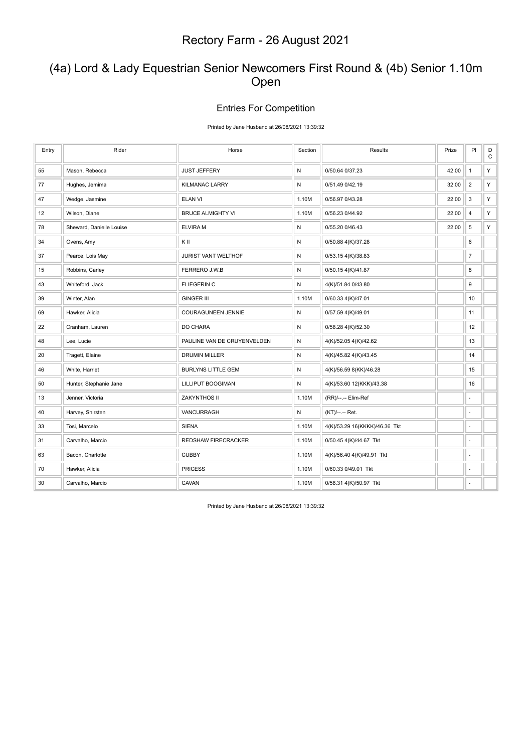# Rectory Farm - 26 August 2021

## (4a) Lord & Lady Equestrian Senior Newcomers First Round & (4b) Senior 1.10m Open

### Entries For Competition

Printed by Jane Husband at 26/08/2021 13:39:32

| Entry | Rider | Horse | Section | Results | Prize | Pl | DC |
|---|---|---|---|---|---|---|---|
| 55 | Mason, Rebecca | JUST JEFFERY | N | 0/50.64 0/37.23 | 42.00 | 1 | Y |
| 77 | Hughes, Jemima | KILMANAC LARRY | N | 0/51.49 0/42.19 | 32.00 | 2 | Y |
| 47 | Wedge, Jasmine | ELAN VI | 1.10M | 0/56.97 0/43.28 | 22.00 | 3 | Y |
| 12 | Wilson, Diane | BRUCE ALMIGHTY VI | 1.10M | 0/56.23 0/44.92 | 22.00 | 4 | Y |
| 78 | Sheward, Danielle Louise | ELVIRA M | N | 0/55.20 0/46.43 | 22.00 | 5 | Y |
| 34 | Ovens, Amy | K II | N | 0/50.88 4(K)/37.28 | | 6 | |
| 37 | Pearce, Lois May | JURIST VANT WELTHOF | N | 0/53.15 4(K)/38.83 | | 7 | |
| 15 | Robbins, Carley | FERRERO J.W.B | N | 0/50.15 4(K)/41.87 | | 8 | |
| 43 | Whiteford, Jack | FLIEGERIN C | N | 4(K)/51.84 0/43.80 | | 9 | |
| 39 | Winter, Alan | GINGER III | 1.10M | 0/60.33 4(K)/47.01 | | 10 | |
| 69 | Hawker, Alicia | COURAGUNEEN JENNIE | N | 0/57.59 4(K)/49.01 | | 11 | |
| 22 | Cranham, Lauren | DO CHARA | N | 0/58.28 4(K)/52.30 | | 12 | |
| 48 | Lee, Lucie | PAULINE VAN DE CRUYENVELDEN | N | 4(K)/52.05 4(K)/42.62 | | 13 | |
| 20 | Tragett, Elaine | DRUMIN MILLER | N | 4(K)/45.82 4(K)/43.45 | | 14 | |
| 46 | White, Harriet | BURLYNS LITTLE GEM | N | 4(K)/56.59 8(KK)/46.28 | | 15 | |
| 50 | Hunter, Stephanie Jane | LILLIPUT BOOGIMAN | N | 4(K)/53.60 12(KKK)/43.38 | | 16 | |
| 13 | Jenner, Victoria | ZAKYNTHOS II | 1.10M | (RR)/--.-- Elim-Ref | | - | |
| 40 | Harvey, Shirsten | VANCURRAGH | N | (KT)/--.-- Ret. | | - | |
| 33 | Tosi, Marcelo | SIENA | 1.10M | 4(K)/53.29 16(KKKK)/46.36 Tkt | | - | |
| 31 | Carvalho, Marcio | REDSHAW FIRECRACKER | 1.10M | 0/50.45 4(K)/44.67 Tkt | | - | |
| 63 | Bacon, Charlotte | CUBBY | 1.10M | 4(K)/56.40 4(K)/49.91 Tkt | | - | |
| 70 | Hawker, Alicia | PRICESS | 1.10M | 0/60.33 0/49.01 Tkt | | - | |
| 30 | Carvalho, Marcio | CAVAN | 1.10M | 0/58.31 4(K)/50.97 Tkt | | - | |

Printed by Jane Husband at 26/08/2021 13:39:32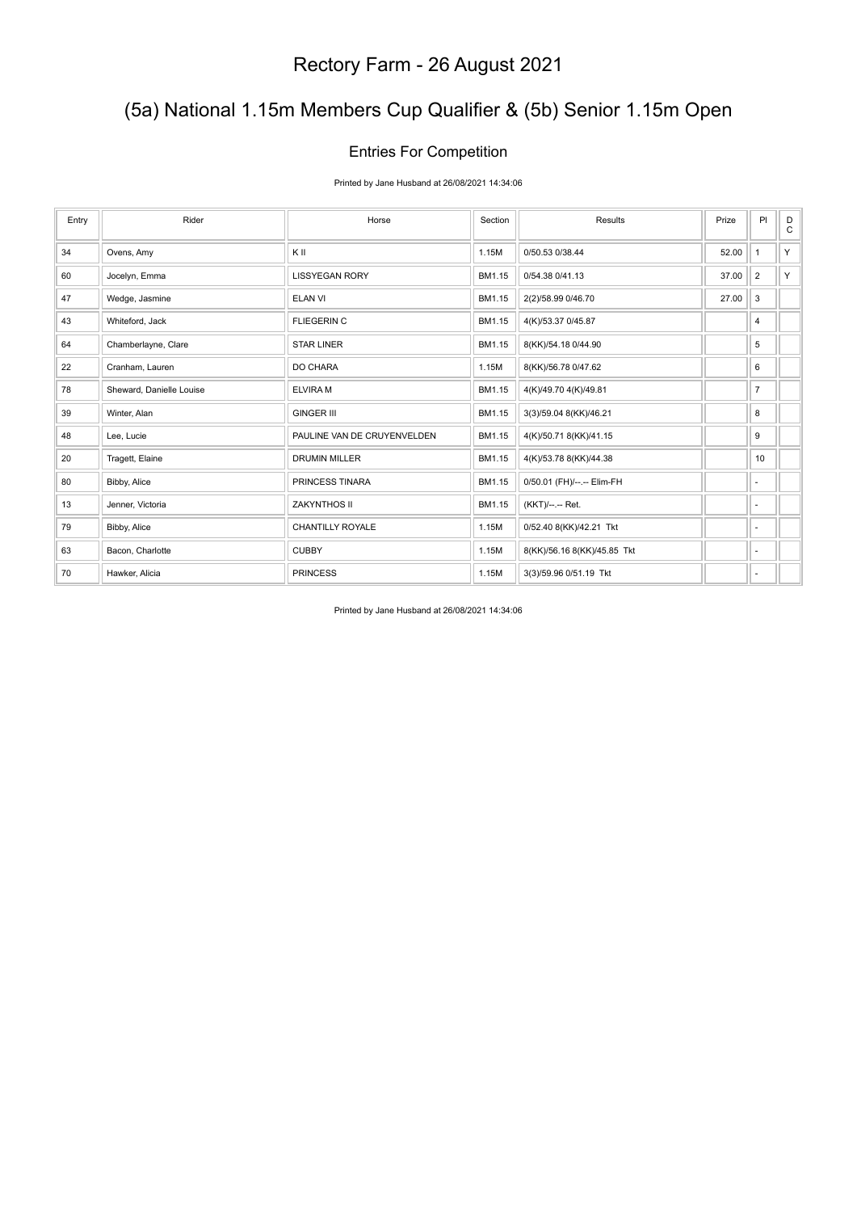# Rectory Farm - 26 August 2021

## (5a) National 1.15m Members Cup Qualifier & (5b) Senior 1.15m Open

### Entries For Competition

Printed by Jane Husband at 26/08/2021 14:34:06

| Entry | Rider | Horse | Section | Results | Prize | Pl | DC |
|---|---|---|---|---|---|---|---|
| 34 | Ovens, Amy | K II | 1.15M | 0/50.53 0/38.44 | 52.00 | 1 | Y |
| 60 | Jocelyn, Emma | LISSYEGAN RORY | BM1.15 | 0/54.38 0/41.13 | 37.00 | 2 | Y |
| 47 | Wedge, Jasmine | ELAN VI | BM1.15 | 2(2)/58.99 0/46.70 | 27.00 | 3 | |
| 43 | Whiteford, Jack | FLIEGERIN C | BM1.15 | 4(K)/53.37 0/45.87 | | 4 | |
| 64 | Chamberlayne, Clare | STAR LINER | BM1.15 | 8(KK)/54.18 0/44.90 | | 5 | |
| 22 | Cranham, Lauren | DO CHARA | 1.15M | 8(KK)/56.78 0/47.62 | | 6 | |
| 78 | Sheward, Danielle Louise | ELVIRA M | BM1.15 | 4(K)/49.70 4(K)/49.81 | | 7 | |
| 39 | Winter, Alan | GINGER III | BM1.15 | 3(3)/59.04 8(KK)/46.21 | | 8 | |
| 48 | Lee, Lucie | PAULINE VAN DE CRUYENVELDEN | BM1.15 | 4(K)/50.71 8(KK)/41.15 | | 9 | |
| 20 | Tragett, Elaine | DRUMIN MILLER | BM1.15 | 4(K)/53.78 8(KK)/44.38 | | 10 | |
| 80 | Bibby, Alice | PRINCESS TINARA | BM1.15 | 0/50.01 (FH)/--.-- Elim-FH | | - | |
| 13 | Jenner, Victoria | ZAKYNTHOS II | BM1.15 | (KKT)/--.-- Ret. | | - | |
| 79 | Bibby, Alice | CHANTILLY ROYALE | 1.15M | 0/52.40 8(KK)/42.21 Tkt | | - | |
| 63 | Bacon, Charlotte | CUBBY | 1.15M | 8(KK)/56.16 8(KK)/45.85 Tkt | | - | |
| 70 | Hawker, Alicia | PRINCESS | 1.15M | 3(3)/59.96 0/51.19 Tkt | | - | |

Printed by Jane Husband at 26/08/2021 14:34:06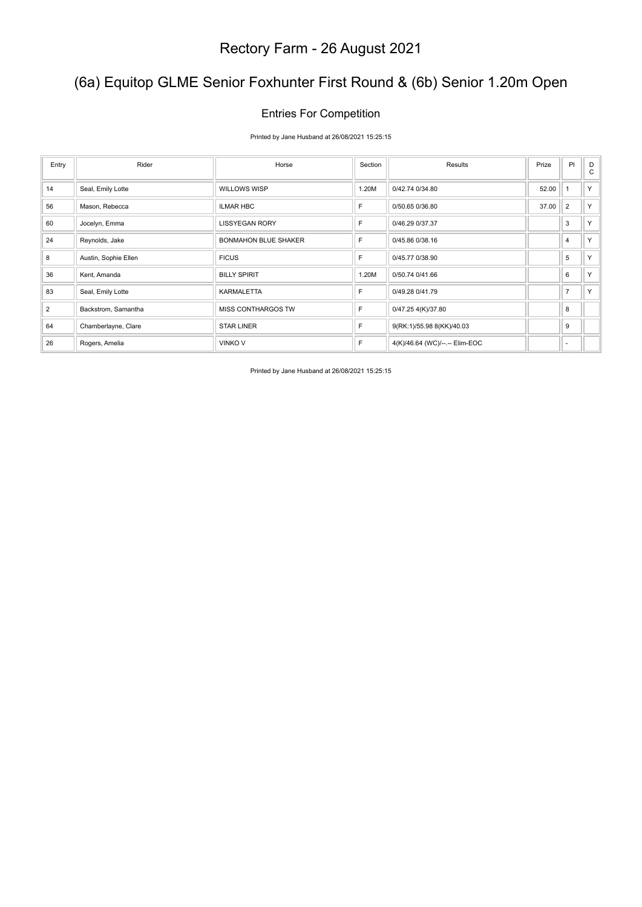# Rectory Farm - 26 August 2021

## (6a) Equitop GLME Senior Foxhunter First Round & (6b) Senior 1.20m Open

### Entries For Competition

Printed by Jane Husband at 26/08/2021 15:25:15

| Entry | Rider | Horse | Section | Results | Prize | Pl | D C |
|---|---|---|---|---|---|---|---|
| 14 | Seal, Emily Lotte | WILLOWS WISP | 1.20M | 0/42.74 0/34.80 | 52.00 | 1 | Y |
| 56 | Mason, Rebecca | ILMAR HBC | F | 0/50.65 0/36.80 | 37.00 | 2 | Y |
| 60 | Jocelyn, Emma | LISSYEGAN RORY | F | 0/46.29 0/37.37 | | 3 | Y |
| 24 | Reynolds, Jake | BONMAHON BLUE SHAKER | F | 0/45.86 0/38.16 | | 4 | Y |
| 8 | Austin, Sophie Ellen | FICUS | F | 0/45.77 0/38.90 | | 5 | Y |
| 36 | Kent, Amanda | BILLY SPIRIT | 1.20M | 0/50.74 0/41.66 | | 6 | Y |
| 83 | Seal, Emily Lotte | KARMALETTA | F | 0/49.28 0/41.79 | | 7 | Y |
| 2 | Backstrom, Samantha | MISS CONTHARGOS TW | F | 0/47.25 4(K)/37.80 | | 8 | |
| 64 | Chamberlayne, Clare | STAR LINER | F | 9(RK:1)/55.98 8(KK)/40.03 | | 9 | |
| 26 | Rogers, Amelia | VINKO V | F | 4(K)/46.64 (WC)/--.-- Elim-EOC | | - | |

Printed by Jane Husband at 26/08/2021 15:25:15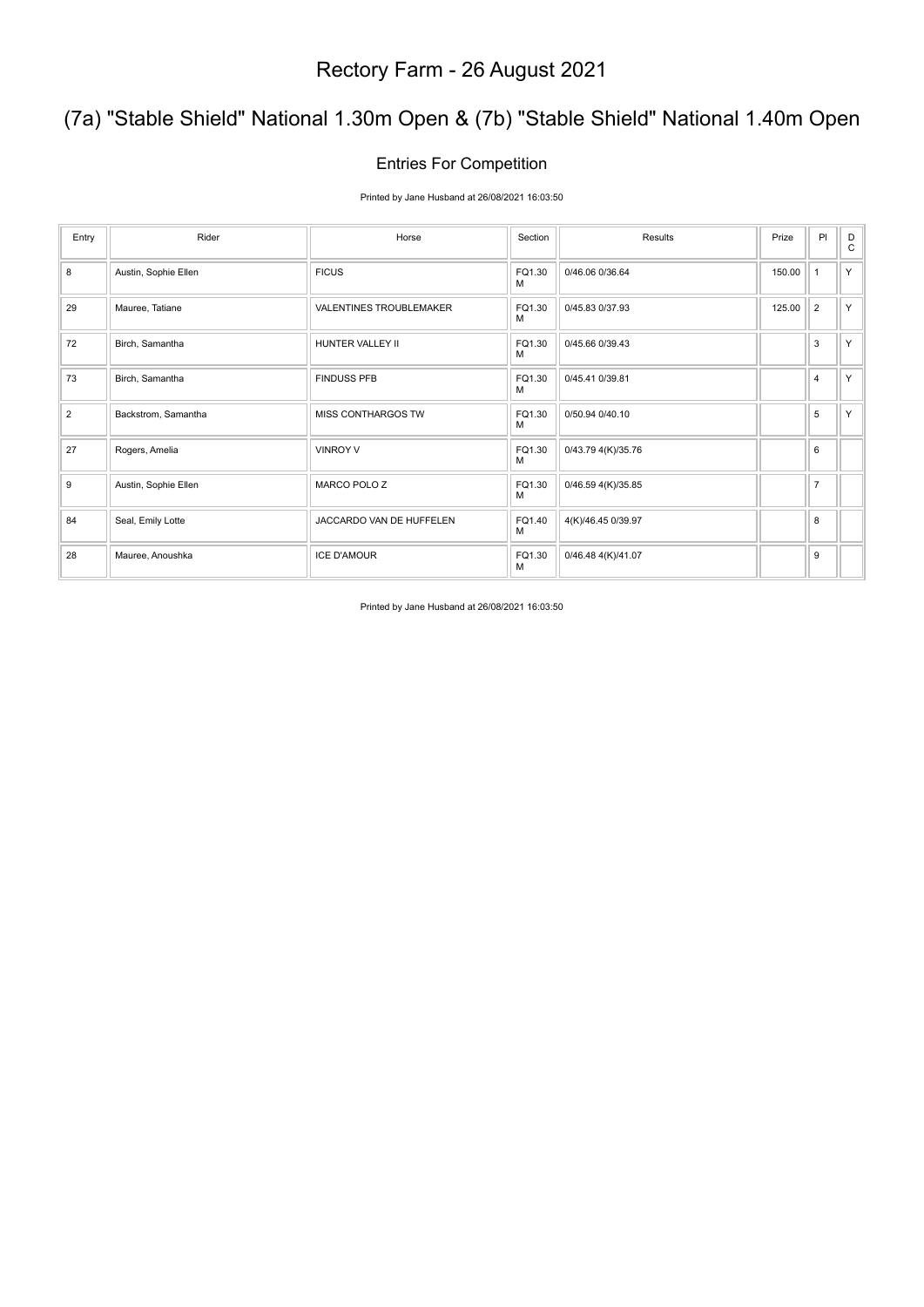# Rectory Farm - 26 August 2021

## (7a) "Stable Shield" National 1.30m Open & (7b) "Stable Shield" National 1.40m Open

### Entries For Competition

Printed by Jane Husband at 26/08/2021 16:03:50

| Entry | Rider | Horse | Section | Results | Prize | Pl | DC |
|---|---|---|---|---|---|---|---|
| 8 | Austin, Sophie Ellen | FICUS | FQ1.30M | 0/46.06 0/36.64 | 150.00 | 1 | Y |
| 29 | Mauree, Tatiane | VALENTINES TROUBLEMAKER | FQ1.30M | 0/45.83 0/37.93 | 125.00 | 2 | Y |
| 72 | Birch, Samantha | HUNTER VALLEY II | FQ1.30M | 0/45.66 0/39.43 | | 3 | Y |
| 73 | Birch, Samantha | FINDUSS PFB | FQ1.30M | 0/45.41 0/39.81 | | 4 | Y |
| 2 | Backstrom, Samantha | MISS CONTHARGOS TW | FQ1.30M | 0/50.94 0/40.10 | | 5 | Y |
| 27 | Rogers, Amelia | VINROY V | FQ1.30M | 0/43.79 4(K)/35.76 | | 6 | |
| 9 | Austin, Sophie Ellen | MARCO POLO Z | FQ1.30M | 0/46.59 4(K)/35.85 | | 7 | |
| 84 | Seal, Emily Lotte | JACCARDO VAN DE HUFFELEN | FQ1.40M | 4(K)/46.45 0/39.97 | | 8 | |
| 28 | Mauree, Anoushka | ICE D'AMOUR | FQ1.30M | 0/46.48 4(K)/41.07 | | 9 | |

Printed by Jane Husband at 26/08/2021 16:03:50